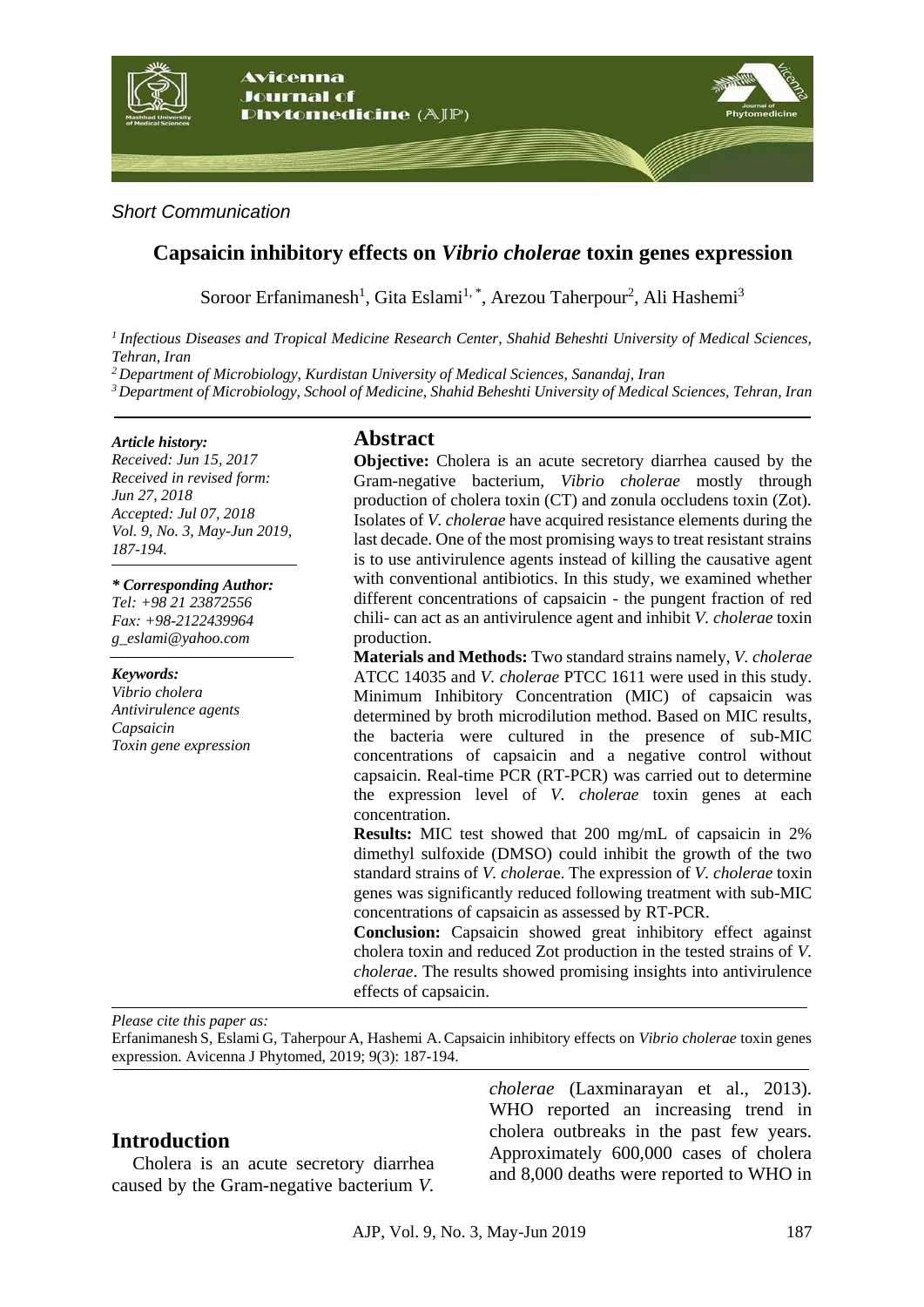*Short Communication*

# Capsaicin inhibitory effects on *Vibrio cholerae* toxin genes expression

Soroor Erfanimanesh[1], Gita Eslami[1,*], Arezou Taherpour[2], Ali Hashemi[3]

*[1] Infectious Diseases and Tropical Medicine Research Center, Shahid Beheshti University of Medical Sciences, Tehran, Iran*
*[2] Department of Microbiology, Kurdistan University of Medical Sciences, Sanandaj, Iran*
*[3] Department of Microbiology, School of Medicine, Shahid Beheshti University of Medical Sciences, Tehran, Iran*

***Article history:***
*Received: Jun 15, 2017*
*Received in revised form: Jun 27, 2018*
*Accepted: Jul 07, 2018*
*Vol. 9, No. 3, May-Jun 2019, 187-194.*

***\* Corresponding Author:***
*Tel: +98 21 23872556*
*Fax: +98-2122439964*
*g_eslami@yahoo.com*

***Keywords:***
*Vibrio cholera*
*Antivirulence agents*
*Capsaicin*
*Toxin gene expression*

## Abstract

**Objective:** Cholera is an acute secretory diarrhea caused by the Gram-negative bacterium, *Vibrio cholerae* mostly through production of cholera toxin (CT) and zonula occludens toxin (Zot). Isolates of *V. cholerae* have acquired resistance elements during the last decade. One of the most promising ways to treat resistant strains is to use antivirulence agents instead of killing the causative agent with conventional antibiotics. In this study, we examined whether different concentrations of capsaicin - the pungent fraction of red chili- can act as an antivirulence agent and inhibit *V. cholerae* toxin production.

**Materials and Methods:** Two standard strains namely, *V. cholerae* ATCC 14035 and *V. cholerae* PTCC 1611 were used in this study. Minimum Inhibitory Concentration (MIC) of capsaicin was determined by broth microdilution method. Based on MIC results, the bacteria were cultured in the presence of sub-MIC concentrations of capsaicin and a negative control without capsaicin. Real-time PCR (RT-PCR) was carried out to determine the expression level of *V. cholerae* toxin genes at each concentration.

**Results:** MIC test showed that 200 mg/mL of capsaicin in 2% dimethyl sulfoxide (DMSO) could inhibit the growth of the two standard strains of *V. cholera*e. The expression of *V. cholerae* toxin genes was significantly reduced following treatment with sub-MIC concentrations of capsaicin as assessed by RT-PCR.

**Conclusion:** Capsaicin showed great inhibitory effect against cholera toxin and reduced Zot production in the tested strains of *V. cholerae*. The results showed promising insights into antivirulence effects of capsaicin.

*Please cite this paper as:*
Erfanimanesh S, Eslami G, Taherpour A, Hashemi A. Capsaicin inhibitory effects on *Vibrio cholerae* toxin genes expression. Avicenna J Phytomed, 2019; 9(3): 187-194.

## Introduction

Cholera is an acute secretory diarrhea caused by the Gram-negative bacterium *V. cholerae* (Laxminarayan et al., 2013). WHO reported an increasing trend in cholera outbreaks in the past few years. Approximately 600,000 cases of cholera and 8,000 deaths were reported to WHO in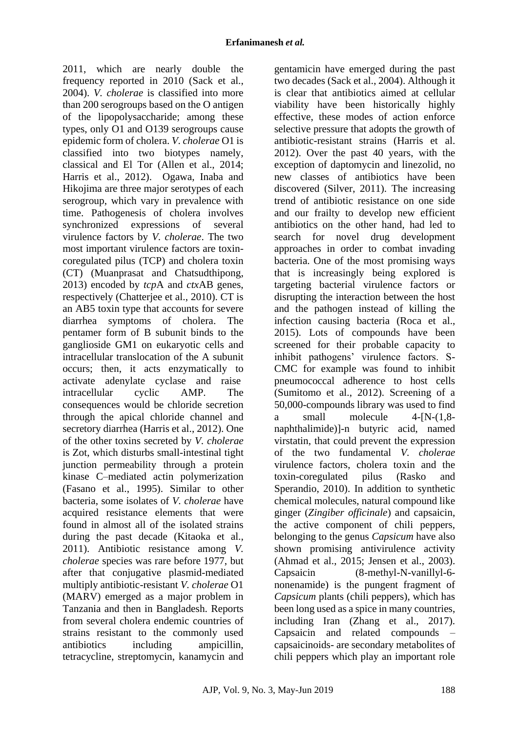2011, which are nearly double the frequency reported in 2010 (Sack et al., 2004). *V. cholerae* is classified into more than 200 serogroups based on the O antigen of the lipopolysaccharide; among these types, only O1 and O139 serogroups cause epidemic form of cholera. *V. cholerae* O1 is classified into two biotypes namely, classical and El Tor (Allen et al., 2014; Harris et al., 2012). Ogawa, Inaba and Hikojima are three major serotypes of each serogroup, which vary in prevalence with time. Pathogenesis of cholera involves synchronized expressions of several virulence factors by *V. cholerae*. The two most important virulence factors are toxin-coregulated pilus (TCP) and cholera toxin (CT) (Muanprasat and Chatsudthipong, 2013) encoded by *tcp*A and *ctx*AB genes, respectively (Chatterjee et al., 2010). CT is an AB5 toxin type that accounts for severe diarrhea symptoms of cholera. The pentamer form of B subunit binds to the ganglioside GM1 on eukaryotic cells and intracellular translocation of the A subunit occurs; then, it acts enzymatically to activate adenylate cyclase and raise intracellular cyclic AMP. The consequences would be chloride secretion through the apical chloride channel and secretory diarrhea (Harris et al., 2012). One of the other toxins secreted by *V. cholerae* is Zot, which disturbs small-intestinal tight junction permeability through a protein kinase C–mediated actin polymerization (Fasano et al., 1995). Similar to other bacteria, some isolates of *V. cholerae* have acquired resistance elements that were found in almost all of the isolated strains during the past decade (Kitaoka et al., 2011). Antibiotic resistance among *V. cholerae* species was rare before 1977, but after that conjugative plasmid-mediated multiply antibiotic-resistant *V. cholerae* O1 (MARV) emerged as a major problem in Tanzania and then in Bangladesh. Reports from several cholera endemic countries of strains resistant to the commonly used antibiotics including ampicillin, tetracycline, streptomycin, kanamycin and gentamicin have emerged during the past two decades (Sack et al., 2004). Although it is clear that antibiotics aimed at cellular viability have been historically highly effective, these modes of action enforce selective pressure that adopts the growth of antibiotic-resistant strains (Harris et al. 2012). Over the past 40 years, with the exception of daptomycin and linezolid, no new classes of antibiotics have been discovered (Silver, 2011). The increasing trend of antibiotic resistance on one side and our frailty to develop new efficient antibiotics on the other hand, had led to search for novel drug development approaches in order to combat invading bacteria. One of the most promising ways that is increasingly being explored is targeting bacterial virulence factors or disrupting the interaction between the host and the pathogen instead of killing the infection causing bacteria (Roca et al., 2015). Lots of compounds have been screened for their probable capacity to inhibit pathogens' virulence factors. S-CMC for example was found to inhibit pneumococcal adherence to host cells (Sumitomo et al., 2012). Screening of a 50,000-compounds library was used to find a small molecule 4-[N-(1,8-naphthalimide)]-n butyric acid, named virstatin, that could prevent the expression of the two fundamental *V. cholerae* virulence factors, cholera toxin and the toxin-coregulated pilus (Rasko and Sperandio, 2010). In addition to synthetic chemical molecules, natural compound like ginger (*Zingiber officinale*) and capsaicin, the active component of chili peppers, belonging to the genus *Capsicum* have also shown promising antivirulence activity (Ahmad et al., 2015; Jensen et al., 2003). Capsaicin (8-methyl-N-vanillyl-6-nonenamide) is the pungent fragment of *Capsicum* plants (chili peppers), which has been long used as a spice in many countries, including Iran (Zhang et al., 2017). Capsaicin and related compounds – capsaicinoids- are secondary metabolites of chili peppers which play an important role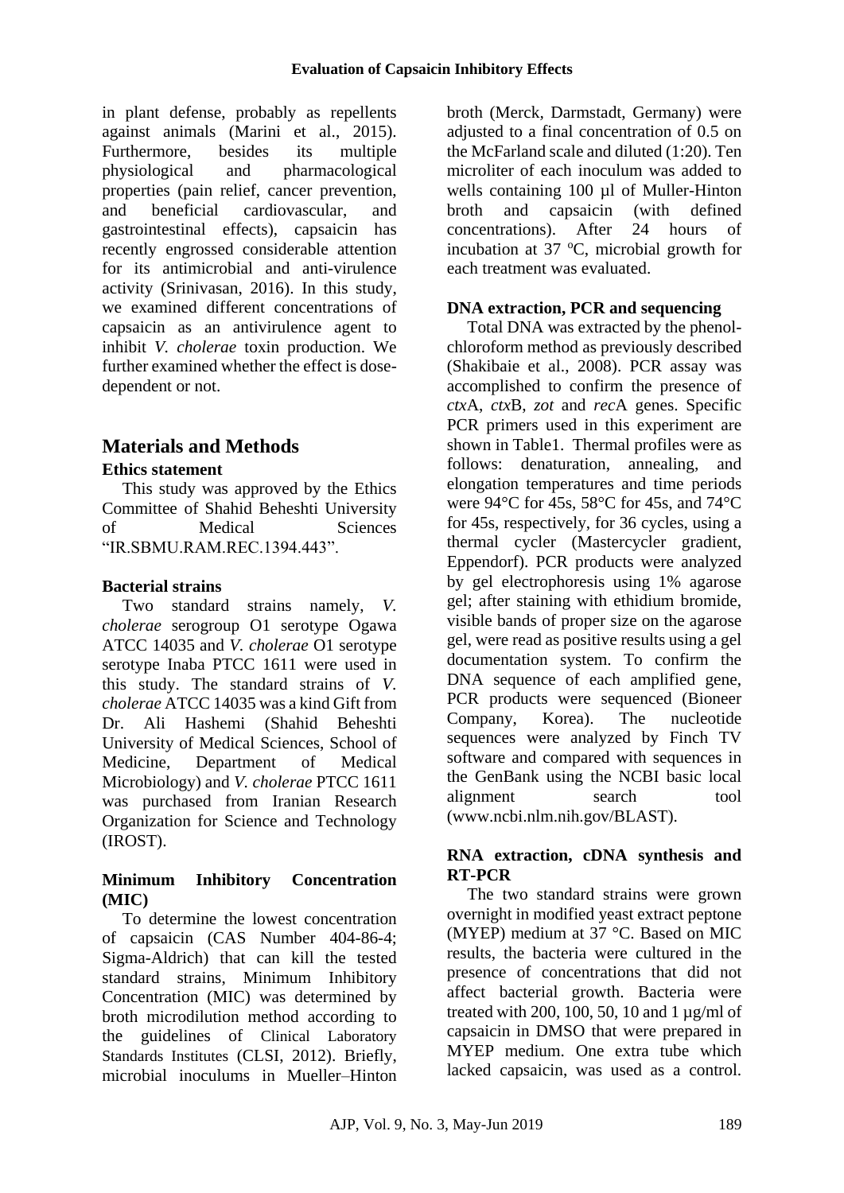in plant defense, probably as repellents against animals (Marini et al., 2015). Furthermore, besides its multiple physiological and pharmacological properties (pain relief, cancer prevention, and beneficial cardiovascular, and gastrointestinal effects), capsaicin has recently engrossed considerable attention for its antimicrobial and anti-virulence activity (Srinivasan, 2016). In this study, we examined different concentrations of capsaicin as an antivirulence agent to inhibit *V. cholerae* toxin production. We further examined whether the effect is dose-dependent or not.

## Materials and Methods

### Ethics statement

This study was approved by the Ethics Committee of Shahid Beheshti University of Medical Sciences "IR.SBMU.RAM.REC.1394.443".

### Bacterial strains

Two standard strains namely, *V. cholerae* serogroup O1 serotype Ogawa ATCC 14035 and *V. cholerae* O1 serotype serotype Inaba PTCC 1611 were used in this study. The standard strains of *V. cholerae* ATCC 14035 was a kind Gift from Dr. Ali Hashemi (Shahid Beheshti University of Medical Sciences, School of Medicine, Department of Medical Microbiology) and *V. cholerae* PTCC 1611 was purchased from Iranian Research Organization for Science and Technology (IROST).

### Minimum Inhibitory Concentration (MIC)

To determine the lowest concentration of capsaicin (CAS Number 404-86-4; Sigma-Aldrich) that can kill the tested standard strains, Minimum Inhibitory Concentration (MIC) was determined by broth microdilution method according to the guidelines of Clinical Laboratory Standards Institutes (CLSI, 2012). Briefly, microbial inoculums in Mueller–Hinton broth (Merck, Darmstadt, Germany) were adjusted to a final concentration of 0.5 on the McFarland scale and diluted (1:20). Ten microliter of each inoculum was added to wells containing 100 µl of Muller-Hinton broth and capsaicin (with defined concentrations). After 24 hours of incubation at 37 $^{o}$C, microbial growth for each treatment was evaluated.

### DNA extraction, PCR and sequencing

Total DNA was extracted by the phenol-chloroform method as previously described (Shakibaie et al., 2008). PCR assay was accomplished to confirm the presence of *ctx*A, *ctx*B, *zot* and *rec*A genes. Specific PCR primers used in this experiment are shown in Table1. Thermal profiles were as follows: denaturation, annealing, and elongation temperatures and time periods were 94°C for 45s, 58°C for 45s, and 74°C for 45s, respectively, for 36 cycles, using a thermal cycler (Mastercycler gradient, Eppendorf). PCR products were analyzed by gel electrophoresis using 1% agarose gel; after staining with ethidium bromide, visible bands of proper size on the agarose gel, were read as positive results using a gel documentation system. To confirm the DNA sequence of each amplified gene, PCR products were sequenced (Bioneer Company, Korea). The nucleotide sequences were analyzed by Finch TV software and compared with sequences in the GenBank using the NCBI basic local alignment search tool (www.ncbi.nlm.nih.gov/BLAST).

### RNA extraction, cDNA synthesis and RT-PCR

The two standard strains were grown overnight in modified yeast extract peptone (MYEP) medium at 37 °C. Based on MIC results, the bacteria were cultured in the presence of concentrations that did not affect bacterial growth. Bacteria were treated with 200, 100, 50, 10 and 1 µg/ml of capsaicin in DMSO that were prepared in MYEP medium. One extra tube which lacked capsaicin, was used as a control.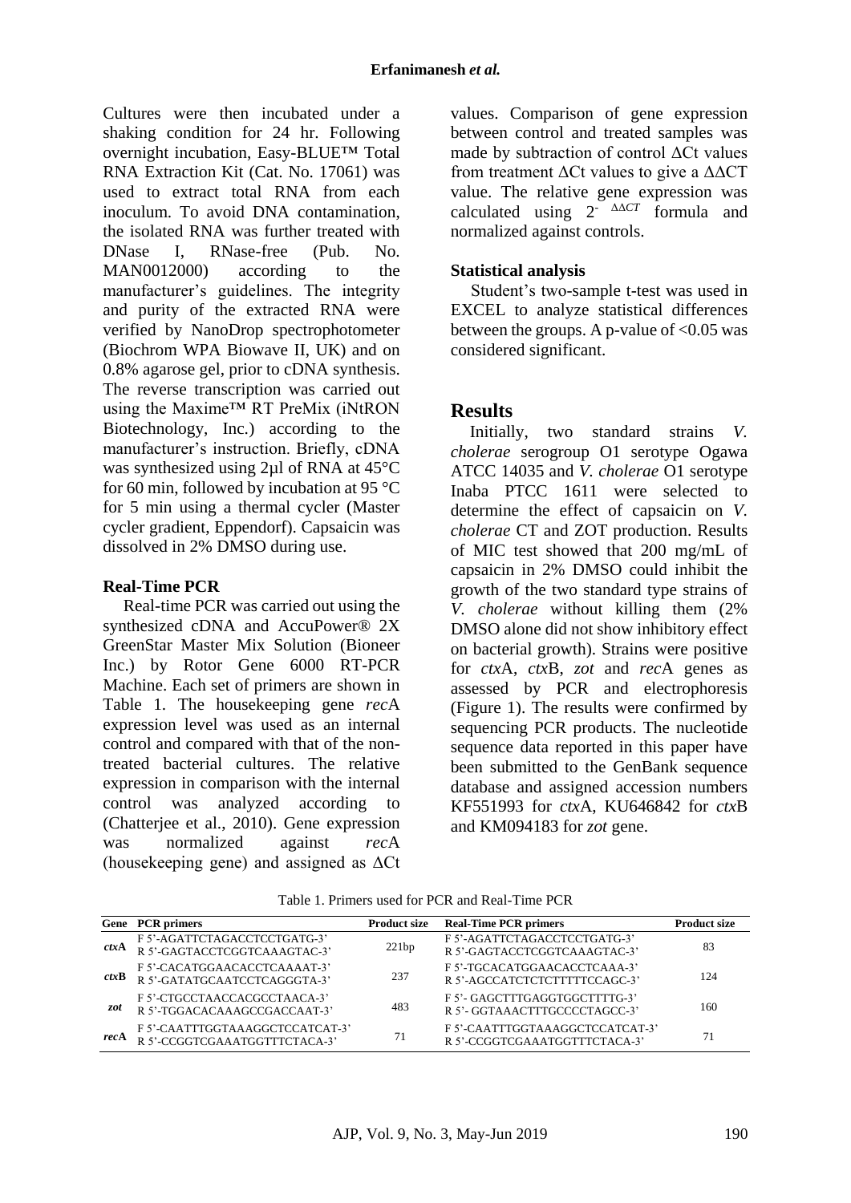Cultures were then incubated under a shaking condition for 24 hr. Following overnight incubation, Easy-BLUE™ Total RNA Extraction Kit (Cat. No. 17061) was used to extract total RNA from each inoculum. To avoid DNA contamination, the isolated RNA was further treated with DNase I, RNase-free (Pub. No. MAN0012000) according to the manufacturer's guidelines. The integrity and purity of the extracted RNA were verified by NanoDrop spectrophotometer (Biochrom WPA Biowave II, UK) and on 0.8% agarose gel, prior to cDNA synthesis. The reverse transcription was carried out using the Maxime™ RT PreMix (iNtRON Biotechnology, Inc.) according to the manufacturer's instruction. Briefly, cDNA was synthesized using 2µl of RNA at 45°C for 60 min, followed by incubation at 95 °C for 5 min using a thermal cycler (Master cycler gradient, Eppendorf). Capsaicin was dissolved in 2% DMSO during use.

### Real-Time PCR

Real-time PCR was carried out using the synthesized cDNA and AccuPower® 2X GreenStar Master Mix Solution (Bioneer Inc.) by Rotor Gene 6000 RT-PCR Machine. Each set of primers are shown in Table 1. The housekeeping gene *rec*A expression level was used as an internal control and compared with that of the non-treated bacterial cultures. The relative expression in comparison with the internal control was analyzed according to (Chatterjee et al., 2010). Gene expression was normalized against *rec*A (housekeeping gene) and assigned as ΔCt values. Comparison of gene expression between control and treated samples was made by subtraction of control ΔCt values from treatment ΔCt values to give a ΔΔCT value. The relative gene expression was calculated using $2^{-\Delta\Delta CT}$ formula and normalized against controls.

### Statistical analysis

Student's two-sample t-test was used in EXCEL to analyze statistical differences between the groups. A p-value of <0.05 was considered significant.

## Results

Initially, two standard strains *V. cholerae* serogroup O1 serotype Ogawa ATCC 14035 and *V. cholerae* O1 serotype Inaba PTCC 1611 were selected to determine the effect of capsaicin on *V. cholerae* CT and ZOT production. Results of MIC test showed that 200 mg/mL of capsaicin in 2% DMSO could inhibit the growth of the two standard type strains of *V. cholerae* without killing them (2% DMSO alone did not show inhibitory effect on bacterial growth). Strains were positive for *ctx*A, *ctx*B, *zot* and *rec*A genes as assessed by PCR and electrophoresis (Figure 1). The results were confirmed by sequencing PCR products. The nucleotide sequence data reported in this paper have been submitted to the GenBank sequence database and assigned accession numbers KF551993 for *ctx*A, KU646842 for *ctx*B and KM094183 for *zot* gene.

Table 1. Primers used for PCR and Real-Time PCR

| Gene | PCR primers | Product size | Real-Time PCR primers | Product size |
|---|---|---|---|---|
| *ctx*A | F 5'-AGATTCTAGACCTCCTGATG-3'<br>R 5'-GAGTACCTCGGTCAAAGTAC-3' | 221bp | F 5'-AGATTCTAGACCTCCTGATG-3'<br>R 5'-GAGTACCTCGGTCAAAGTAC-3' | 83 |
| *ctx*B | F 5'-CACATGGAACACCTCAAAAT-3'<br>R 5'-GATATGCAATCCTCAGGGTA-3' | 237 | F 5'-TGCACATGGAACACCTCAAA-3'<br>R 5'-AGCCATCTCTCTTTTTCCAGC-3' | 124 |
| *zot* | F 5'-CTGCCTAACCACGCCTAACA-3'<br>R 5'-TGGACACAAAGCCGACCAAT-3' | 483 | F 5'- GAGCTTTGAGGTGGCTTTTG-3'<br>R 5'- GGTAAACTTTGCCCCTAGCC-3' | 160 |
| *rec*A | F 5'-CAATTTGGTAAAGGCTCCATCAT-3'<br>R 5'-CCGGTCGAAATGGTTTCTACA-3' | 71 | F 5'-CAATTTGGTAAAGGCTCCATCAT-3'<br>R 5'-CCGGTCGAAATGGTTTCTACA-3' | 71 |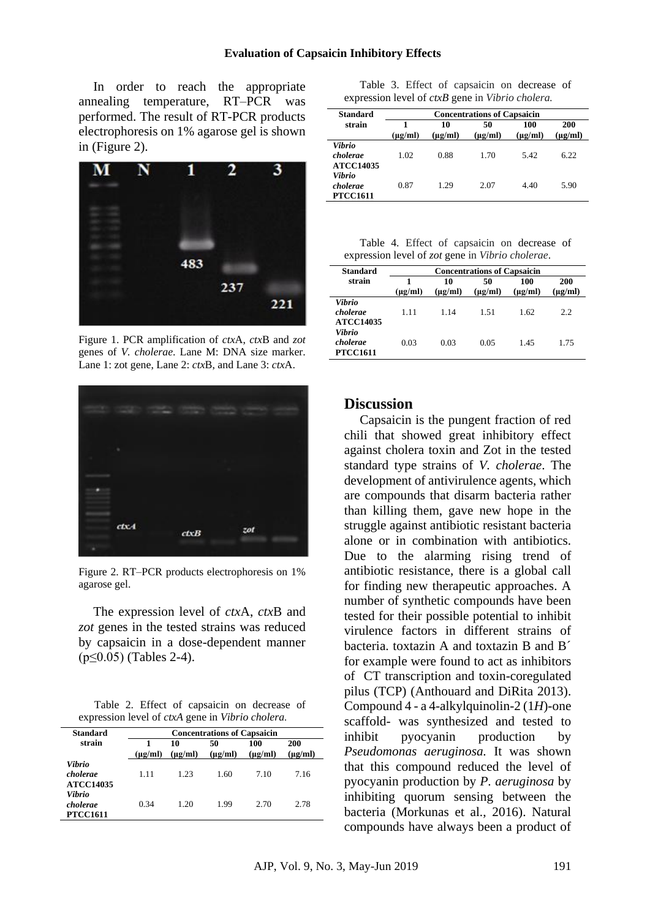In order to reach the appropriate annealing temperature, RT–PCR was performed. The result of RT-PCR products electrophoresis on 1% agarose gel is shown in (Figure 2).

Figure 1. PCR amplification of *ctx*A, *ctx*B and *zot* genes of *V. cholerae*. Lane M: DNA size marker. Lane 1: zot gene, Lane 2: *ctx*B, and Lane 3: *ctx*A.

Figure 2. RT–PCR products electrophoresis on 1% agarose gel.

The expression level of *ctx*A, *ctx*B and *zot* genes in the tested strains was reduced by capsaicin in a dose-dependent manner ($p \leq 0.05$) (Tables 2-4).

Table 2. Effect of capsaicin on decrease of expression level of *ctxA* gene in *Vibrio cholera.*

| Standard strain | Concentrations of Capsaicin | | | | |
|---|---|---|---|---|---|
| | 1 (µg/ml) | 10 (µg/ml) | 50 (µg/ml) | 100 (µg/ml) | 200 (µg/ml) |
| ***Vibrio cholerae* ATCC14035** | 1.11 | 1.23 | 1.60 | 7.10 | 7.16 |
| ***Vibrio cholerae* PTCC1611** | 0.34 | 1.20 | 1.99 | 2.70 | 2.78 |

Table 3. Effect of capsaicin on decrease of expression level of *ctxB* gene in *Vibrio cholera.*

| Standard strain | Concentrations of Capsaicin | | | | |
|---|---|---|---|---|---|
| | 1 (µg/ml) | 10 (µg/ml) | 50 (µg/ml) | 100 (µg/ml) | 200 (µg/ml) |
| ***Vibrio cholerae* ATCC14035** | 1.02 | 0.88 | 1.70 | 5.42 | 6.22 |
| ***Vibrio cholerae* PTCC1611** | 0.87 | 1.29 | 2.07 | 4.40 | 5.90 |

Table 4. Effect of capsaicin on decrease of expression level of *zot* gene in *Vibrio cholerae*.

| Standard strain | Concentrations of Capsaicin | | | | |
|---|---|---|---|---|---|
| | 1 (µg/ml) | 10 (µg/ml) | 50 (µg/ml) | 100 (µg/ml) | 200 (µg/ml) |
| ***Vibrio cholerae* ATCC14035** | 1.11 | 1.14 | 1.51 | 1.62 | 2.2 |
| ***Vibrio cholerae* PTCC1611** | 0.03 | 0.03 | 0.05 | 1.45 | 1.75 |

## Discussion

Capsaicin is the pungent fraction of red chili that showed great inhibitory effect against cholera toxin and Zot in the tested standard type strains of *V. cholerae*. The development of antivirulence agents, which are compounds that disarm bacteria rather than killing them, gave new hope in the struggle against antibiotic resistant bacteria alone or in combination with antibiotics. Due to the alarming rising trend of antibiotic resistance, there is a global call for finding new therapeutic approaches. A number of synthetic compounds have been tested for their possible potential to inhibit virulence factors in different strains of bacteria. toxtazin A and toxtazin B and B´ for example were found to act as inhibitors of CT transcription and toxin-coregulated pilus (TCP) (Anthouard and DiRita 2013). Compound 4 - a 4-alkylquinolin-2 (1*H*)-one scaffold- was synthesized and tested to inhibit pyocyanin production by *Pseudomonas aeruginosa.* It was shown that this compound reduced the level of pyocyanin production by *P. aeruginosa* by inhibiting quorum sensing between the bacteria (Morkunas et al., 2016). Natural compounds have always been a product of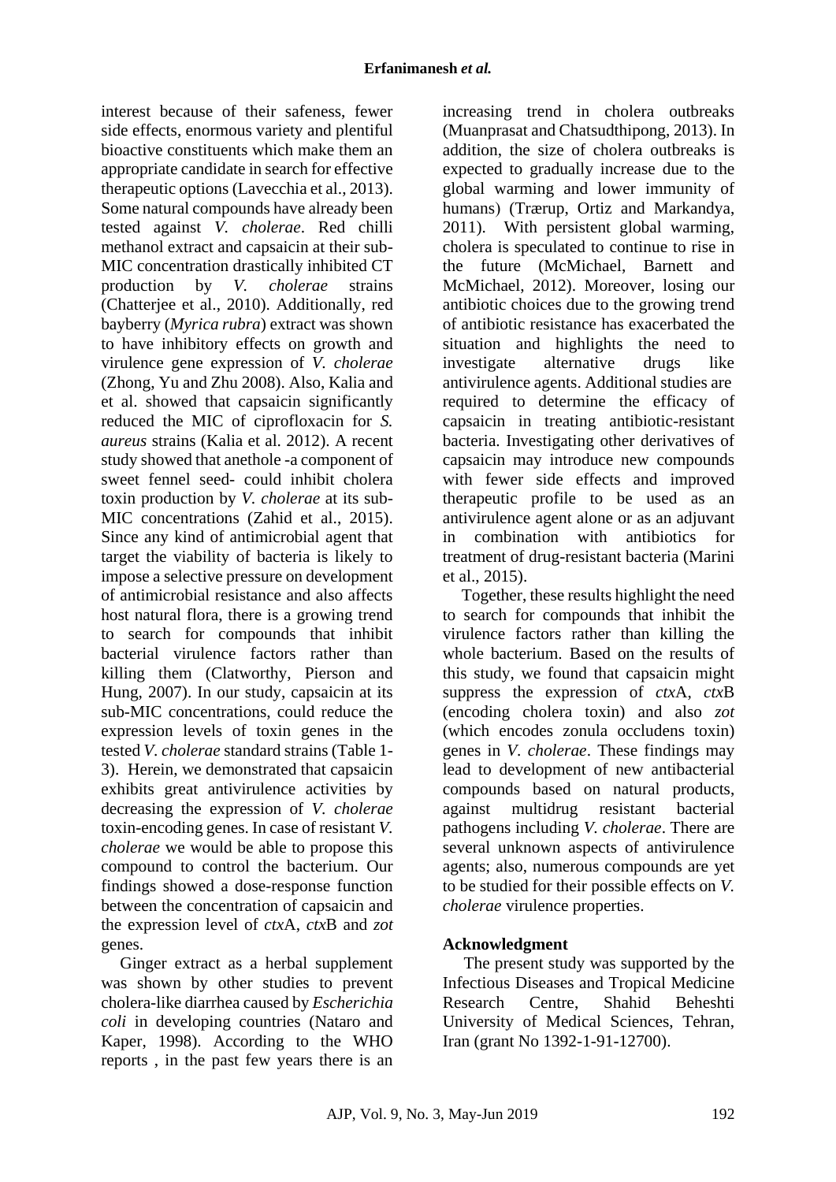interest because of their safeness, fewer side effects, enormous variety and plentiful bioactive constituents which make them an appropriate candidate in search for effective therapeutic options (Lavecchia et al., 2013). Some natural compounds have already been tested against *V. cholerae*. Red chilli methanol extract and capsaicin at their sub-MIC concentration drastically inhibited CT production by *V. cholerae* strains (Chatterjee et al., 2010). Additionally, red bayberry (*Myrica rubra*) extract was shown to have inhibitory effects on growth and virulence gene expression of *V. cholerae* (Zhong, Yu and Zhu 2008). Also, Kalia and et al. showed that capsaicin significantly reduced the MIC of ciprofloxacin for *S. aureus* strains (Kalia et al. 2012). A recent study showed that anethole -a component of sweet fennel seed- could inhibit cholera toxin production by *V. cholerae* at its sub-MIC concentrations (Zahid et al., 2015). Since any kind of antimicrobial agent that target the viability of bacteria is likely to impose a selective pressure on development of antimicrobial resistance and also affects host natural flora, there is a growing trend to search for compounds that inhibit bacterial virulence factors rather than killing them (Clatworthy, Pierson and Hung, 2007). In our study, capsaicin at its sub-MIC concentrations, could reduce the expression levels of toxin genes in the tested *V. cholerae* standard strains (Table 1-3). Herein, we demonstrated that capsaicin exhibits great antivirulence activities by decreasing the expression of *V. cholerae* toxin-encoding genes. In case of resistant *V. cholerae* we would be able to propose this compound to control the bacterium. Our findings showed a dose-response function between the concentration of capsaicin and the expression level of *ctx*A, *ctx*B and *zot* genes.

Ginger extract as a herbal supplement was shown by other studies to prevent cholera-like diarrhea caused by *Escherichia coli* in developing countries (Nataro and Kaper, 1998). According to the WHO reports , in the past few years there is an increasing trend in cholera outbreaks (Muanprasat and Chatsudthipong, 2013). In addition, the size of cholera outbreaks is expected to gradually increase due to the global warming and lower immunity of humans) (Trærup, Ortiz and Markandya, 2011). With persistent global warming, cholera is speculated to continue to rise in the future (McMichael, Barnett and McMichael, 2012). Moreover, losing our antibiotic choices due to the growing trend of antibiotic resistance has exacerbated the situation and highlights the need to investigate alternative drugs like antivirulence agents. Additional studies are required to determine the efficacy of capsaicin in treating antibiotic-resistant bacteria. Investigating other derivatives of capsaicin may introduce new compounds with fewer side effects and improved therapeutic profile to be used as an antivirulence agent alone or as an adjuvant in combination with antibiotics for treatment of drug-resistant bacteria (Marini et al., 2015).

Together, these results highlight the need to search for compounds that inhibit the virulence factors rather than killing the whole bacterium. Based on the results of this study, we found that capsaicin might suppress the expression of *ctx*A, *ctx*B (encoding cholera toxin) and also *zot* (which encodes zonula occludens toxin) genes in *V. cholerae*. These findings may lead to development of new antibacterial compounds based on natural products, against multidrug resistant bacterial pathogens including *V. cholerae*. There are several unknown aspects of antivirulence agents; also, numerous compounds are yet to be studied for their possible effects on *V. cholerae* virulence properties.

## Acknowledgment

The present study was supported by the Infectious Diseases and Tropical Medicine Research Centre, Shahid Beheshti University of Medical Sciences, Tehran, Iran (grant No 1392-1-91-12700).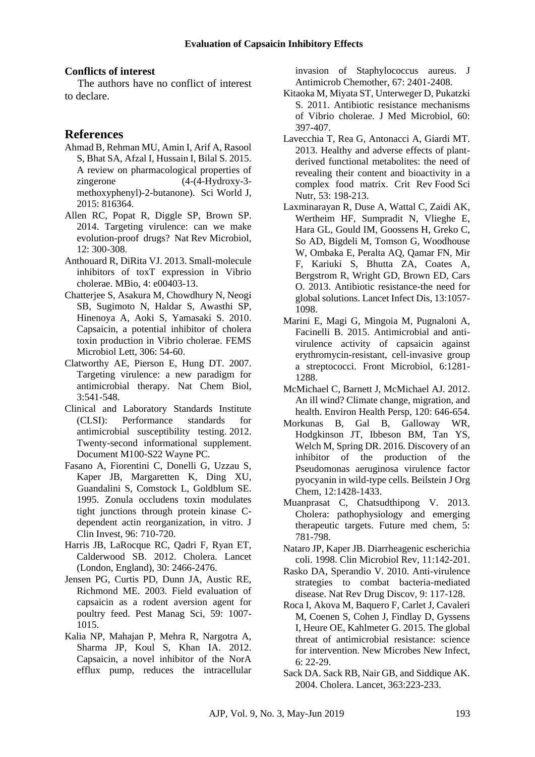### Conflicts of interest

The authors have no conflict of interest to declare.

## References

Ahmad B, Rehman MU, Amin I, Arif A, Rasool S, Bhat SA, Afzal I, Hussain I, Bilal S. 2015. A review on pharmacological properties of zingerone (4-(4-Hydroxy-3-methoxyphenyl)-2-butanone). Sci World J, 2015: 816364.

Allen RC, Popat R, Diggle SP, Brown SP. 2014. Targeting virulence: can we make evolution-proof drugs? Nat Rev Microbiol, 12: 300-308.

Anthouard R, DiRita VJ. 2013. Small-molecule inhibitors of toxT expression in Vibrio cholerae. MBio, 4: e00403-13.

Chatterjee S, Asakura M, Chowdhury N, Neogi SB, Sugimoto N, Haldar S, Awasthi SP, Hinenoya A, Aoki S, Yamasaki S. 2010. Capsaicin, a potential inhibitor of cholera toxin production in Vibrio cholerae. FEMS Microbiol Lett, 306: 54-60.

Clatworthy AE, Pierson E, Hung DT. 2007. Targeting virulence: a new paradigm for antimicrobial therapy. Nat Chem Biol, 3:541-548.

Clinical and Laboratory Standards Institute (CLSI): Performance standards for antimicrobial susceptibility testing. 2012. Twenty-second informational supplement. Document M100-S22 Wayne PC.

Fasano A, Fiorentini C, Donelli G, Uzzau S, Kaper JB, Margaretten K, Ding XU, Guandalini S, Comstock L, Goldblum SE. 1995. Zonula occludens toxin modulates tight junctions through protein kinase C-dependent actin reorganization, in vitro. J Clin Invest, 96: 710-720.

Harris JB, LaRocque RC, Qadri F, Ryan ET, Calderwood SB. 2012. Cholera. Lancet (London, England), 30: 2466-2476.

Jensen PG, Curtis PD, Dunn JA, Austic RE, Richmond ME. 2003. Field evaluation of capsaicin as a rodent aversion agent for poultry feed. Pest Manag Sci, 59: 1007-1015.

Kalia NP, Mahajan P, Mehra R, Nargotra A, Sharma JP, Koul S, Khan IA. 2012. Capsaicin, a novel inhibitor of the NorA efflux pump, reduces the intracellular invasion of Staphylococcus aureus. J Antimicrob Chemother, 67: 2401-2408.

Kitaoka M, Miyata ST, Unterweger D, Pukatzki S. 2011. Antibiotic resistance mechanisms of Vibrio cholerae. J Med Microbiol, 60: 397-407.

Lavecchia T, Rea G, Antonacci A, Giardi MT. 2013. Healthy and adverse effects of plant-derived functional metabolites: the need of revealing their content and bioactivity in a complex food matrix. Crit Rev Food Sci Nutr, 53: 198-213.

Laxminarayan R, Duse A, Wattal C, Zaidi AK, Wertheim HF, Sumpradit N, Vlieghe E, Hara GL, Gould IM, Goossens H, Greko C, So AD, Bigdeli M, Tomson G, Woodhouse W, Ombaka E, Peralta AQ, Qamar FN, Mir F, Kariuki S, Bhutta ZA, Coates A, Bergstrom R, Wright GD, Brown ED, Cars O. 2013. Antibiotic resistance-the need for global solutions. Lancet Infect Dis, 13:1057-1098.

Marini E, Magi G, Mingoia M, Pugnaloni A, Facinelli B. 2015. Antimicrobial and anti-virulence activity of capsaicin against erythromycin-resistant, cell-invasive group a streptococci. Front Microbiol, 6:1281-1288.

McMichael C, Barnett J, McMichael AJ. 2012. An ill wind? Climate change, migration, and health. Environ Health Persp, 120: 646-654.

Morkunas B, Gal B, Galloway WR, Hodgkinson JT, Ibbeson BM, Tan YS, Welch M, Spring DR. 2016. Discovery of an inhibitor of the production of the Pseudomonas aeruginosa virulence factor pyocyanin in wild-type cells. Beilstein J Org Chem, 12:1428-1433.

Muanprasat C, Chatsudthipong V. 2013. Cholera: pathophysiology and emerging therapeutic targets. Future med chem, 5: 781-798.

Nataro JP, Kaper JB. Diarrheagenic escherichia coli. 1998. Clin Microbiol Rev, 11:142-201.

Rasko DA, Sperandio V. 2010. Anti-virulence strategies to combat bacteria-mediated disease. Nat Rev Drug Discov, 9: 117-128.

Roca I, Akova M, Baquero F, Carlet J, Cavaleri M, Coenen S, Cohen J, Findlay D, Gyssens I, Heure OE, Kahlmeter G. 2015. The global threat of antimicrobial resistance: science for intervention. New Microbes New Infect, 6: 22-29.

Sack DA. Sack RB, Nair GB, and Siddique AK. 2004. Cholera. Lancet, 363:223-233.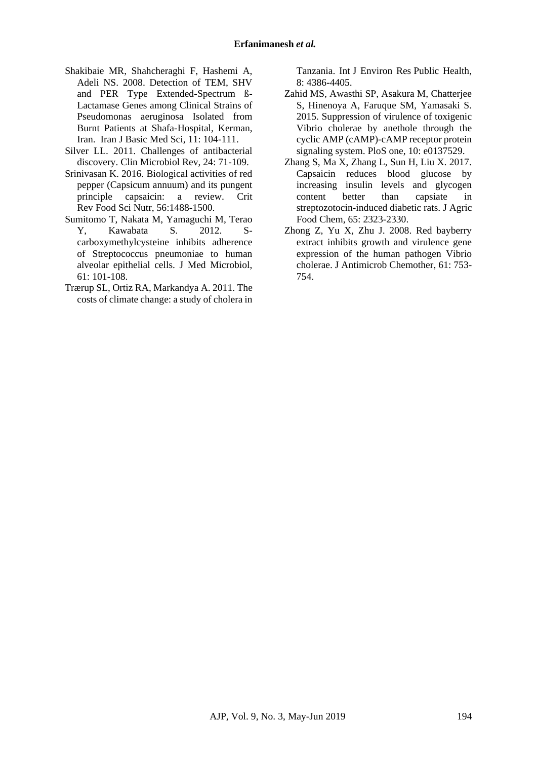Shakibaie MR, Shahcheraghi F, Hashemi A, Adeli NS. 2008. Detection of TEM, SHV and PER Type Extended-Spectrum ß-Lactamase Genes among Clinical Strains of Pseudomonas aeruginosa Isolated from Burnt Patients at Shafa-Hospital, Kerman, Iran. Iran J Basic Med Sci, 11: 104-111.

Silver LL. 2011. Challenges of antibacterial discovery. Clin Microbiol Rev, 24: 71-109.

Srinivasan K. 2016. Biological activities of red pepper (Capsicum annuum) and its pungent principle capsaicin: a review. Crit Rev Food Sci Nutr, 56:1488-1500.

Sumitomo T, Nakata M, Yamaguchi M, Terao Y, Kawabata S. 2012. S-carboxymethylcysteine inhibits adherence of Streptococcus pneumoniae to human alveolar epithelial cells. J Med Microbiol, 61: 101-108.

Trærup SL, Ortiz RA, Markandya A. 2011. The costs of climate change: a study of cholera in Tanzania. Int J Environ Res Public Health, 8: 4386-4405.

Zahid MS, Awasthi SP, Asakura M, Chatterjee S, Hinenoya A, Faruque SM, Yamasaki S. 2015. Suppression of virulence of toxigenic Vibrio cholerae by anethole through the cyclic AMP (cAMP)-cAMP receptor protein signaling system. PloS one, 10: e0137529.

Zhang S, Ma X, Zhang L, Sun H, Liu X. 2017. Capsaicin reduces blood glucose by increasing insulin levels and glycogen content better than capsiate in streptozotocin-induced diabetic rats. J Agric Food Chem, 65: 2323-2330.

Zhong Z, Yu X, Zhu J. 2008. Red bayberry extract inhibits growth and virulence gene expression of the human pathogen Vibrio cholerae. J Antimicrob Chemother, 61: 753-754.